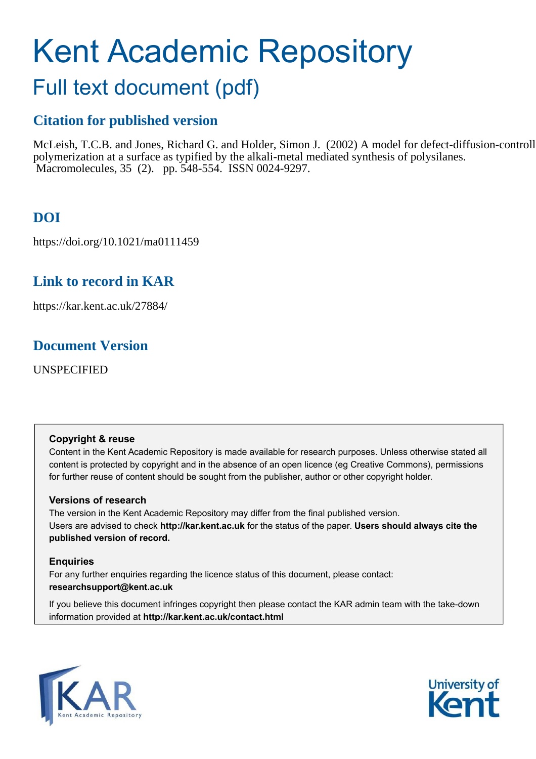# Kent Academic Repository

## Full text document (pdf)

## Citation for published version

McLeish, T.C.B. and Jones, Richard G. and Holder, Simon J. (2002) A model for defect-diffusion-controll polymerization at a surface as typified by the alkali-metal mediated synthesis of polysilanes. Macromolecules, 35 (2). pp. 548-554. ISSN 0024-9297.

## DOI

https://doi.org/10.1021/ma0111459

## Link to record in KAR

https://kar.kent.ac.uk/27884/

## Document Version

UNSPECIFIED

**Copyright & reuse**

Content in the Kent Academic Repository is made available for research purposes. Unless otherwise stated all content is protected by copyright and in the absence of an open licence (eg Creative Commons), permissions for further reuse of content should be sought from the publisher, author or other copyright holder.

**Versions of research**

The version in the Kent Academic Repository may differ from the final published version. Users are advised to check **http://kar.kent.ac.uk** for the status of the paper. **Users should always cite the published version of record.**

**Enquiries**

For any further enquiries regarding the licence status of this document, please contact: **researchsupport@kent.ac.uk**

If you believe this document infringes copyright then please contact the KAR admin team with the take-down information provided at **http://kar.kent.ac.uk/contact.html**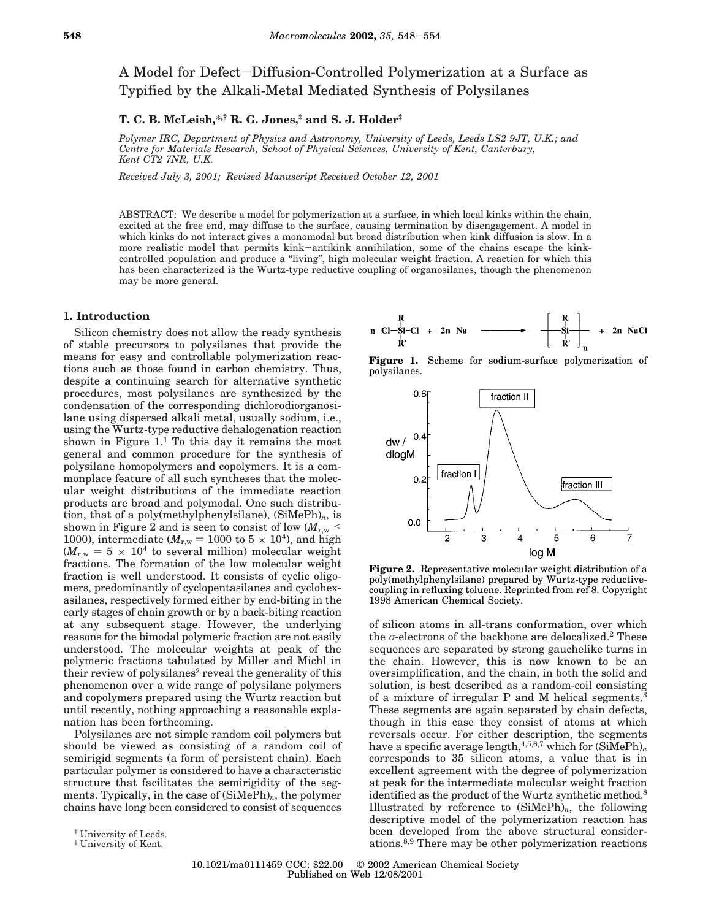# A Model for Defect–Diffusion-Controlled Polymerization at a Surface as Typified by the Alkali-Metal Mediated Synthesis of Polysilanes

**T. C. B. McLeish,*[,†] R. G. Jones,[‡] and S. J. Holder[‡]**

*Polymer IRC, Department of Physics and Astronomy, University of Leeds, Leeds LS2 9JT, U.K.; and Centre for Materials Research, School of Physical Sciences, University of Kent, Canterbury, Kent CT2 7NR, U.K.*

*Received July 3, 2001; Revised Manuscript Received October 12, 2001*

ABSTRACT: We describe a model for polymerization at a surface, in which local kinks within the chain, excited at the free end, may diffuse to the surface, causing termination by disengagement. A model in which kinks do not interact gives a monomodal but broad distribution when kink diffusion is slow. In a more realistic model that permits kink–antikink annihilation, some of the chains escape the kink-controlled population and produce a "living", high molecular weight fraction. A reaction for which this has been characterized is the Wurtz-type reductive coupling of organosilanes, though the phenomenon may be more general.

## 1. Introduction

Silicon chemistry does not allow the ready synthesis of stable precursors to polysilanes that provide the means for easy and controllable polymerization reactions such as those found in carbon chemistry. Thus, despite a continuing search for alternative synthetic procedures, most polysilanes are synthesized by the condensation of the corresponding dichlorodiorganosilane using dispersed alkali metal, usually sodium, i.e., using the Wurtz-type reductive dehalogenation reaction shown in Figure 1.[1] To this day it remains the most general and common procedure for the synthesis of polysilane homopolymers and copolymers. It is a commonplace feature of all such syntheses that the molecular weight distributions of the immediate reaction products are broad and polymodal. One such distribution, that of a poly(methylphenylsilane), $(SiMePh)_n$, is shown in Figure 2 and is seen to consist of low ($M_{r,w}$ < 1000), intermediate ($M_{r,w}$ = 1000 to $5 \times 10^4$), and high ($M_{r,w} = 5 \times 10^4$ to several million) molecular weight fractions. The formation of the low molecular weight fraction is well understood. It consists of cyclic oligomers, predominantly of cyclopentasilanes and cyclohexasilanes, respectively formed either by end-biting in the early stages of chain growth or by a back-biting reaction at any subsequent stage. However, the underlying reasons for the bimodal polymeric fraction are not easily understood. The molecular weights at peak of the polymeric fractions tabulated by Miller and Michl in their review of polysilanes[2] reveal the generality of this phenomenon over a wide range of polysilane polymers and copolymers prepared using the Wurtz reaction but until recently, nothing approaching a reasonable explanation has been forthcoming.

Polysilanes are not simple random coil polymers but should be viewed as consisting of a random coil of semirigid segments (a form of persistent chain). Each particular polymer is considered to have a characteristic structure that facilitates the semirigidity of the segments. Typically, in the case of $(SiMePh)_n$, the polymer chains have long been considered to consist of sequences

$$n\ \mathrm{Cl{-}\overset{R}{\underset{R'}{Si}}{-}Cl} + 2n\ \mathrm{Na} \longrightarrow \left[\mathrm{\overset{R}{\underset{R'}{Si}}}\right]_n + 2n\ \mathrm{NaCl}$$

**Figure 1.** Scheme for sodium-surface polymerization of polysilanes.

**Figure 2.** Representative molecular weight distribution of a poly(methylphenylsilane) prepared by Wurtz-type reductive-coupling in refluxing toluene. Reprinted from ref 8. Copyright 1998 American Chemical Society.

of silicon atoms in all-trans conformation, over which the σ-electrons of the backbone are delocalized.[2] These sequences are separated by strong gauchelike turns in the chain. However, this is now known to be an oversimplification, and the chain, in both the solid and solution, is best described as a random-coil consisting of a mixture of irregular P and M helical segments.[3] These segments are again separated by chain defects, though in this case they consist of atoms at which reversals occur. For either description, the segments have a specific average length,[4,5,6,7] which for $(SiMePh)_n$ corresponds to 35 silicon atoms, a value that is in excellent agreement with the degree of polymerization at peak for the intermediate molecular weight fraction identified as the product of the Wurtz synthetic method.[8] Illustrated by reference to $(SiMePh)_n$, the following descriptive model of the polymerization reaction has been developed from the above structural considerations.[8,9] There may be other polymerization reactions

[†] University of Leeds.
[‡] University of Kent.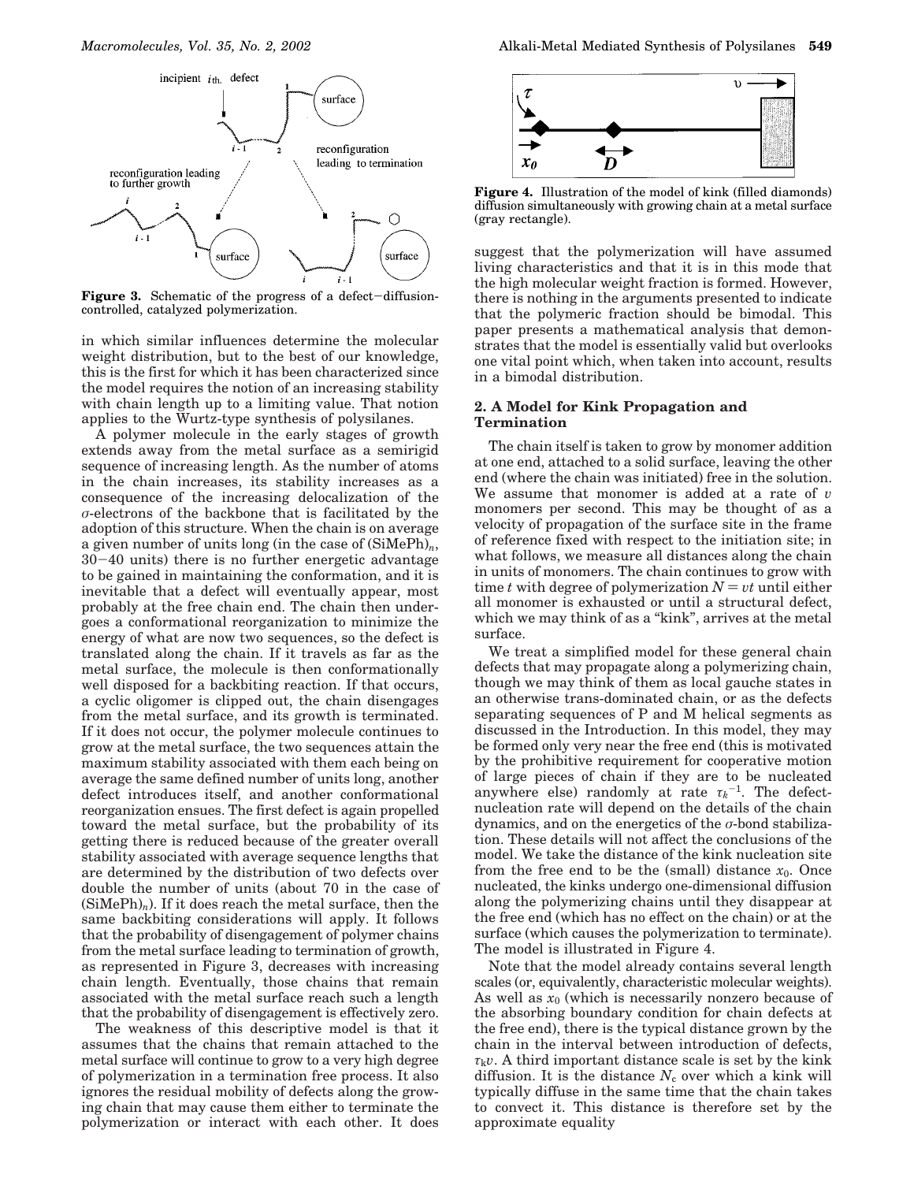incipient $i_{th.}$ defect

surface

reconfiguration leading to termination

reconfiguration leading to further growth

surface

surface

**Figure 3.** Schematic of the progress of a defect−diffusion-controlled, catalyzed polymerization.

in which similar influences determine the molecular weight distribution, but to the best of our knowledge, this is the first for which it has been characterized since the model requires the notion of an increasing stability with chain length up to a limiting value. That notion applies to the Wurtz-type synthesis of polysilanes.

A polymer molecule in the early stages of growth extends away from the metal surface as a semirigid sequence of increasing length. As the number of atoms in the chain increases, its stability increases as a consequence of the increasing delocalization of the $\sigma$-electrons of the backbone that is facilitated by the adoption of this structure. When the chain is on average a given number of units long (in the case of $(SiMePh)_n$, 30−40 units) there is no further energetic advantage to be gained in maintaining the conformation, and it is inevitable that a defect will eventually appear, most probably at the free chain end. The chain then undergoes a conformational reorganization to minimize the energy of what are now two sequences, so the defect is translated along the chain. If it travels as far as the metal surface, the molecule is then conformationally well disposed for a backbiting reaction. If that occurs, a cyclic oligomer is clipped out, the chain disengages from the metal surface, and its growth is terminated. If it does not occur, the polymer molecule continues to grow at the metal surface, the two sequences attain the maximum stability associated with them each being on average the same defined number of units long, another defect introduces itself, and another conformational reorganization ensues. The first defect is again propelled toward the metal surface, but the probability of its getting there is reduced because of the greater overall stability associated with average sequence lengths that are determined by the distribution of two defects over double the number of units (about 70 in the case of $(SiMePh)_n$). If it does reach the metal surface, then the same backbiting considerations will apply. It follows that the probability of disengagement of polymer chains from the metal surface leading to termination of growth, as represented in Figure 3, decreases with increasing chain length. Eventually, those chains that remain associated with the metal surface reach such a length that the probability of disengagement is effectively zero.

The weakness of this descriptive model is that it assumes that the chains that remain attached to the metal surface will continue to grow to a very high degree of polymerization in a termination free process. It also ignores the residual mobility of defects along the growing chain that may cause them either to terminate the polymerization or interact with each other. It does suggest that the polymerization will have assumed living characteristics and that it is in this mode that the high molecular weight fraction is formed. However, there is nothing in the arguments presented to indicate that the polymeric fraction should be bimodal. This paper presents a mathematical analysis that demonstrates that the model is essentially valid but overlooks one vital point which, when taken into account, results in a bimodal distribution.

$\tau$ $\upsilon$ $x_0$ $D$

**Figure 4.** Illustration of the model of kink (filled diamonds) diffusion simultaneously with growing chain at a metal surface (gray rectangle).

## 2. A Model for Kink Propagation and Termination

The chain itself is taken to grow by monomer addition at one end, attached to a solid surface, leaving the other end (where the chain was initiated) free in the solution. We assume that monomer is added at a rate of $v$ monomers per second. This may be thought of as a velocity of propagation of the surface site in the frame of reference fixed with respect to the initiation site; in what follows, we measure all distances along the chain in units of monomers. The chain continues to grow with time $t$ with degree of polymerization $N = vt$ until either all monomer is exhausted or until a structural defect, which we may think of as a "kink", arrives at the metal surface.

We treat a simplified model for these general chain defects that may propagate along a polymerizing chain, though we may think of them as local gauche states in an otherwise trans-dominated chain, or as the defects separating sequences of P and M helical segments as discussed in the Introduction. In this model, they may be formed only very near the free end (this is motivated by the prohibitive requirement for cooperative motion of large pieces of chain if they are to be nucleated anywhere else) randomly at rate $\tau_k^{-1}$. The defect-nucleation rate will depend on the details of the chain dynamics, and on the energetics of the $\sigma$-bond stabilization. These details will not affect the conclusions of the model. We take the distance of the kink nucleation site from the free end to be the (small) distance $x_0$. Once nucleated, the kinks undergo one-dimensional diffusion along the polymerizing chains until they disappear at the free end (which has no effect on the chain) or at the surface (which causes the polymerization to terminate). The model is illustrated in Figure 4.

Note that the model already contains several length scales (or, equivalently, characteristic molecular weights). As well as $x_0$ (which is necessarily nonzero because of the absorbing boundary condition for chain defects at the free end), there is the typical distance grown by the chain in the interval between introduction of defects, $\tau_k v$. A third important distance scale is set by the kink diffusion. It is the distance $N_c$ over which a kink will typically diffuse in the same time that the chain takes to convect it. This distance is therefore set by the approximate equality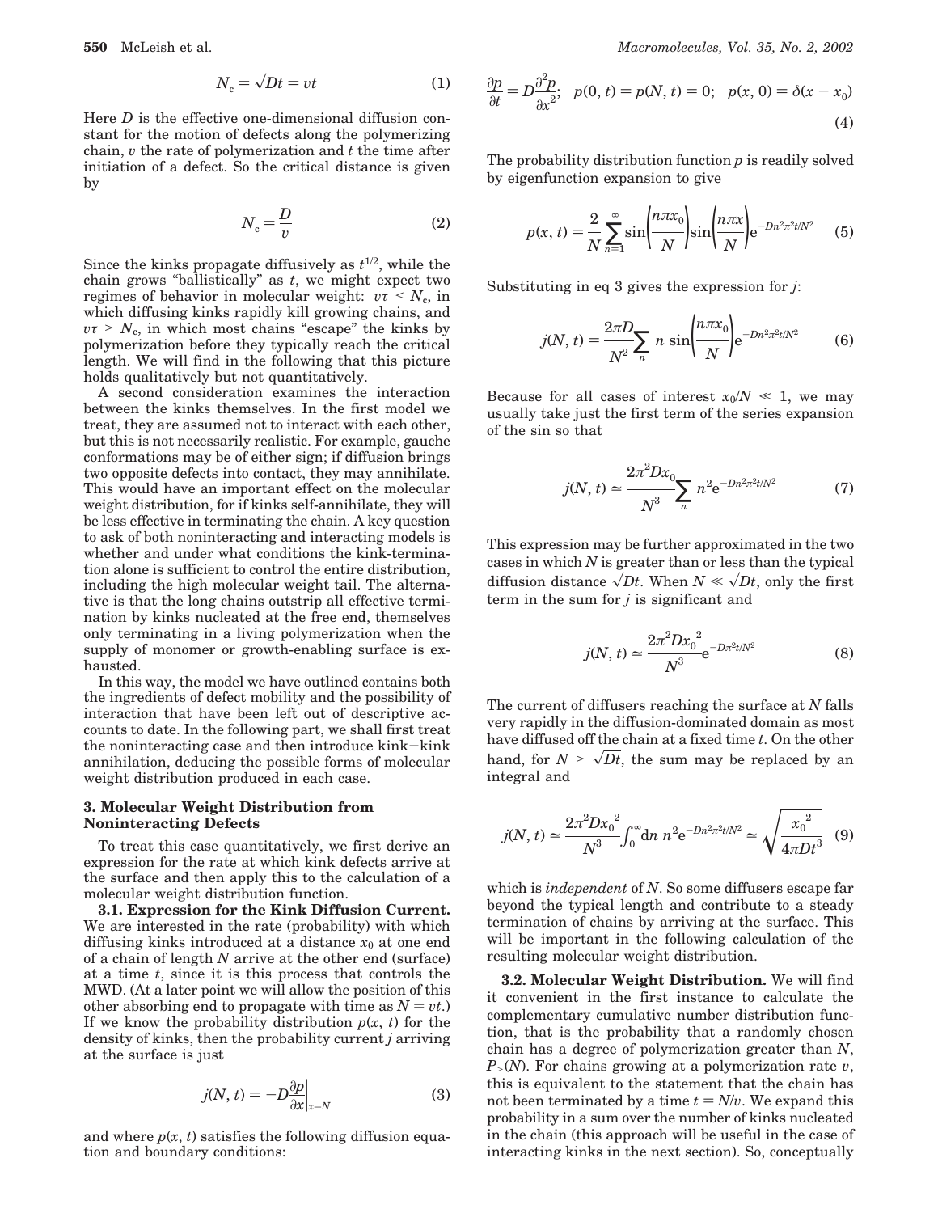$$N_c = \sqrt{Dt} = vt \tag{1}$$

Here $D$ is the effective one-dimensional diffusion constant for the motion of defects along the polymerizing chain, $v$ the rate of polymerization and $t$ the time after initiation of a defect. So the critical distance is given by

$$N_c = \frac{D}{v} \tag{2}$$

Since the kinks propagate diffusively as $t^{1/2}$, while the chain grows "ballistically" as $t$, we might expect two regimes of behavior in molecular weight: $v\tau < N_c$, in which diffusing kinks rapidly kill growing chains, and $v\tau > N_c$, in which most chains "escape" the kinks by polymerization before they typically reach the critical length. We will find in the following that this picture holds qualitatively but not quantitatively.

A second consideration examines the interaction between the kinks themselves. In the first model we treat, they are assumed not to interact with each other, but this is not necessarily realistic. For example, gauche conformations may be of either sign; if diffusion brings two opposite defects into contact, they may annihilate. This would have an important effect on the molecular weight distribution, for if kinks self-annihilate, they will be less effective in terminating the chain. A key question to ask of both noninteracting and interacting models is whether and under what conditions the kink-termination alone is sufficient to control the entire distribution, including the high molecular weight tail. The alternative is that the long chains outstrip all effective termination by kinks nucleated at the free end, themselves only terminating in a living polymerization when the supply of monomer or growth-enabling surface is exhausted.

In this way, the model we have outlined contains both the ingredients of defect mobility and the possibility of interaction that have been left out of descriptive accounts to date. In the following part, we shall first treat the noninteracting case and then introduce kink–kink annihilation, deducing the possible forms of molecular weight distribution produced in each case.

## 3. Molecular Weight Distribution from Noninteracting Defects

To treat this case quantitatively, we first derive an expression for the rate at which kink defects arrive at the surface and then apply this to the calculation of a molecular weight distribution function.

**3.1. Expression for the Kink Diffusion Current.** We are interested in the rate (probability) with which diffusing kinks introduced at a distance $x_0$ at one end of a chain of length $N$ arrive at the other end (surface) at a time $t$, since it is this process that controls the MWD. (At a later point we will allow the position of this other absorbing end to propagate with time as $N = vt$.) If we know the probability distribution $p(x, t)$ for the density of kinks, then the probability current $j$ arriving at the surface is just

$$j(N, t) = -D\frac{\partial p}{\partial x}\bigg|_{x=N} \tag{3}$$

and where $p(x, t)$ satisfies the following diffusion equation and boundary conditions:

$$\frac{\partial p}{\partial t} = D\frac{\partial^2 p}{\partial x^2}; \quad p(0, t) = p(N, t) = 0; \quad p(x, 0) = \delta(x - x_0) \tag{4}$$

The probability distribution function $p$ is readily solved by eigenfunction expansion to give

$$p(x, t) = \frac{2}{N}\sum_{n=1}^{\infty}\sin\left(\frac{n\pi x_0}{N}\right)\sin\left(\frac{n\pi x}{N}\right)e^{-Dn^2\pi^2 t/N^2} \tag{5}$$

Substituting in eq 3 gives the expression for $j$:

$$j(N, t) = \frac{2\pi D}{N^2}\sum_n n\sin\left(\frac{n\pi x_0}{N}\right)e^{-Dn^2\pi^2 t/N^2} \tag{6}$$

Because for all cases of interest $x_0/N \ll 1$, we may usually take just the first term of the series expansion of the sin so that

$$j(N, t) \simeq \frac{2\pi^2 D x_0}{N^3}\sum_n n^2 e^{-Dn^2\pi^2 t/N^2} \tag{7}$$

This expression may be further approximated in the two cases in which $N$ is greater than or less than the typical diffusion distance $\sqrt{Dt}$. When $N \ll \sqrt{Dt}$, only the first term in the sum for $j$ is significant and

$$j(N, t) \simeq \frac{2\pi^2 D {x_0}^2}{N^3}e^{-D\pi^2 t/N^2} \tag{8}$$

The current of diffusers reaching the surface at $N$ falls very rapidly in the diffusion-dominated domain as most have diffused off the chain at a fixed time $t$. On the other hand, for $N > \sqrt{Dt}$, the sum may be replaced by an integral and

$$j(N, t) \simeq \frac{2\pi^2 D {x_0}^2}{N^3}\int_0^{\infty} dn\, n^2 e^{-Dn^2\pi^2 t/N^2} \simeq \sqrt{\frac{{x_0}^2}{4\pi D t^3}} \tag{9}$$

which is *independent* of $N$. So some diffusers escape far beyond the typical length and contribute to a steady termination of chains by arriving at the surface. This will be important in the following calculation of the resulting molecular weight distribution.

**3.2. Molecular Weight Distribution.** We will find it convenient in the first instance to calculate the complementary cumulative number distribution function, that is the probability that a randomly chosen chain has a degree of polymerization greater than $N$, $P_>(N)$. For chains growing at a polymerization rate $v$, this is equivalent to the statement that the chain has not been terminated by a time $t = N/v$. We expand this probability in a sum over the number of kinks nucleated in the chain (this approach will be useful in the case of interacting kinks in the next section). So, conceptually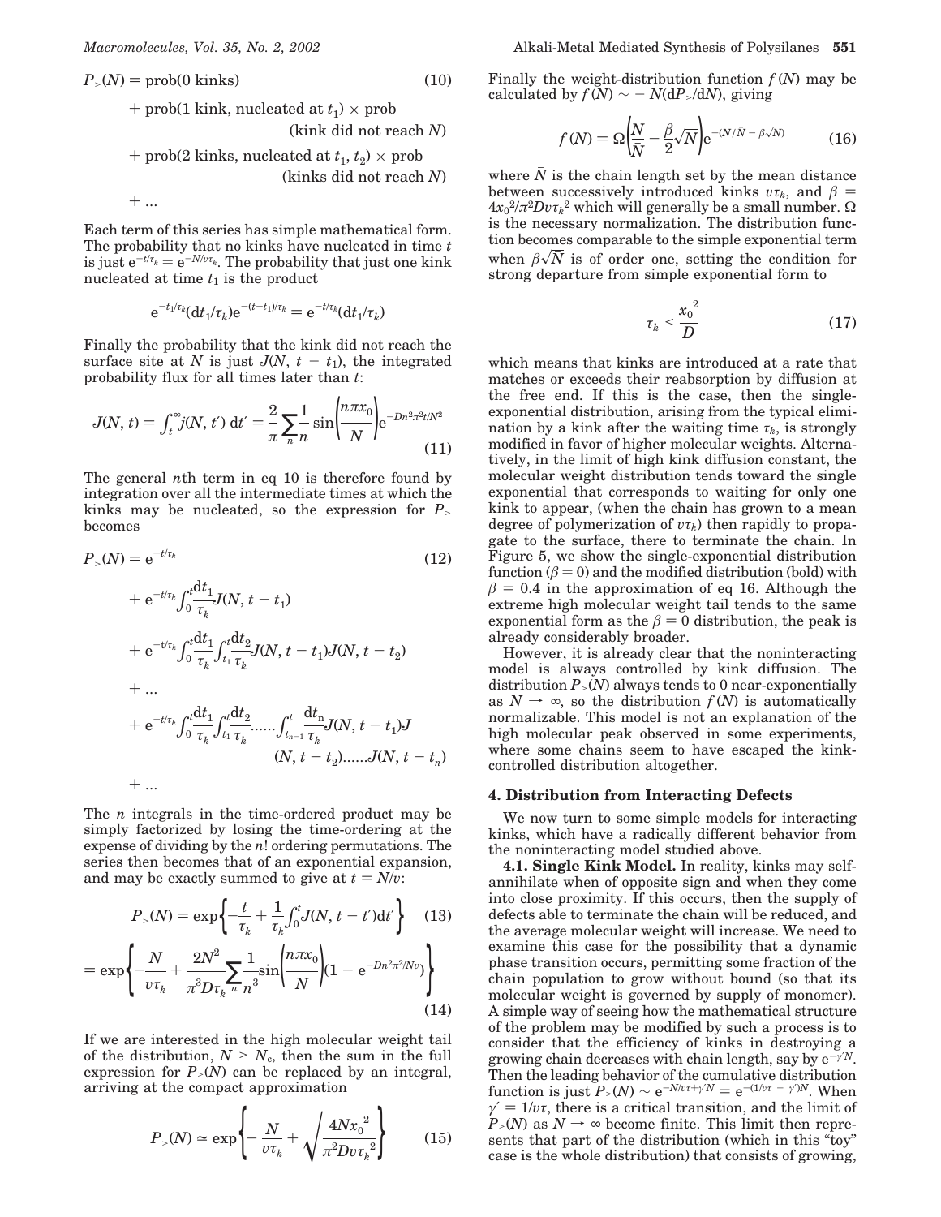$$P_>(N) = \text{prob}(0 \text{ kinks}) \tag{10}$$

$$+ \text{prob}(1 \text{ kink, nucleated at } t_1) \times \text{prob (kink did not reach } N)$$

$$+ \text{prob}(2 \text{ kinks, nucleated at } t_1, t_2) \times \text{prob (kinks did not reach } N)$$

$$+ ...$$

Each term of this series has simple mathematical form. The probability that no kinks have nucleated in time $t$ is just $e^{-t/\tau_k} = e^{-N/v\tau_k}$. The probability that just one kink nucleated at time $t_1$ is the product

$$e^{-t_1/\tau_k}(dt_1/\tau_k)e^{-(t-t_1)/\tau_k} = e^{-t/\tau_k}(dt_1/\tau_k)$$

Finally the probability that the kink did not reach the surface site at $N$ is just $J(N, t - t_1)$, the integrated probability flux for all times later than $t$:

$$J(N, t) = \int_t^\infty j(N, t')\,dt' = \frac{2}{\pi}\sum_n \frac{1}{n}\sin\left(\frac{n\pi x_0}{N}\right)e^{-Dn^2\pi^2 t/N^2} \tag{11}$$

The general $n$th term in eq 10 is therefore found by integration over all the intermediate times at which the kinks may be nucleated, so the expression for $P_>$ becomes

$$P_>(N) = e^{-t/\tau_k} \tag{12}$$

$$+ e^{-t/\tau_k}\int_0^t \frac{dt_1}{\tau_k}J(N, t - t_1)$$

$$+ e^{-t/\tau_k}\int_0^t \frac{dt_1}{\tau_k}\int_{t_1}^t \frac{dt_2}{\tau_k}J(N, t - t_1)J(N, t - t_2)$$

$$+ ...$$

$$+ e^{-t/\tau_k}\int_0^t \frac{dt_1}{\tau_k}\int_{t_1}^t \frac{dt_2}{\tau_k}......\int_{t_{n-1}}^t \frac{dt_n}{\tau_k}J(N, t - t_1)J(N, t - t_2)......J(N, t - t_n)$$

$$+ ...$$

The $n$ integrals in the time-ordered product may be simply factorized by losing the time-ordering at the expense of dividing by the $n!$ ordering permutations. The series then becomes that of an exponential expansion, and may be exactly summed to give at $t = N/v$:

$$P_>(N) = \exp\left\{-\frac{t}{\tau_k} + \frac{1}{\tau_k}\int_0^t J(N, t - t')dt'\right\} \tag{13}$$

$$= \exp\left\{-\frac{N}{v\tau_k} + \frac{2N^2}{\pi^3 D\tau_k}\sum_n \frac{1}{n^3}\sin\left(\frac{n\pi x_0}{N}\right)(1 - e^{-Dn^2\pi^2/Nv})\right\} \tag{14}$$

If we are interested in the high molecular weight tail of the distribution, $N > N_c$, then the sum in the full expression for $P_>(N)$ can be replaced by an integral, arriving at the compact approximation

$$P_>(N) \simeq \exp\left\{-\frac{N}{v\tau_k} + \sqrt{\frac{4Nx_0^{\,2}}{\pi^2 Dv\tau_k^{\,2}}}\right\} \tag{15}$$

Finally the weight-distribution function $f(N)$ may be calculated by $f(N) \sim -N(dP_>/dN)$, giving

$$f(N) = \Omega\left(\frac{N}{\bar{N}} - \frac{\beta}{2}\sqrt{N}\right)e^{-(N/\bar{N} - \beta\sqrt{N})} \tag{16}$$

where $\bar{N}$ is the chain length set by the mean distance between successively introduced kinks $v\tau_k$, and $\beta = 4x_0^2/\pi^2 Dv\tau_k^2$ which will generally be a small number. $\Omega$ is the necessary normalization. The distribution function becomes comparable to the simple exponential term when $\beta\sqrt{N}$ is of order one, setting the condition for strong departure from simple exponential form to

$$\tau_k < \frac{x_0^{\,2}}{D} \tag{17}$$

which means that kinks are introduced at a rate that matches or exceeds their reabsorption by diffusion at the free end. If this is the case, then the single-exponential distribution, arising from the typical elimination by a kink after the waiting time $\tau_k$, is strongly modified in favor of higher molecular weights. Alternatively, in the limit of high kink diffusion constant, the molecular weight distribution tends toward the single exponential that corresponds to waiting for only one kink to appear, (when the chain has grown to a mean degree of polymerization of $v\tau_k$) then rapidly to propagate to the surface, there to terminate the chain. In Figure 5, we show the single-exponential distribution function ($\beta = 0$) and the modified distribution (bold) with $\beta = 0.4$ in the approximation of eq 16. Although the extreme high molecular weight tail tends to the same exponential form as the $\beta = 0$ distribution, the peak is already considerably broader.

However, it is already clear that the noninteracting model is always controlled by kink diffusion. The distribution $P_>(N)$ always tends to 0 near-exponentially as $N \to \infty$, so the distribution $f(N)$ is automatically normalizable. This model is not an explanation of the high molecular peak observed in some experiments, where some chains seem to have escaped the kink-controlled distribution altogether.

## 4. Distribution from Interacting Defects

We now turn to some simple models for interacting kinks, which have a radically different behavior from the noninteracting model studied above.

**4.1. Single Kink Model.** In reality, kinks may self-annihilate when of opposite sign and when they come into close proximity. If this occurs, then the supply of defects able to terminate the chain will be reduced, and the average molecular weight will increase. We need to examine this case for the possibility that a dynamic phase transition occurs, permitting some fraction of the chain population to grow without bound (so that its molecular weight is governed by supply of monomer). A simple way of seeing how the mathematical structure of the problem may be modified by such a process is to consider that the efficiency of kinks in destroying a growing chain decreases with chain length, say by $e^{-\gamma' N}$. Then the leading behavior of the cumulative distribution function is just $P_>(N) \sim e^{-N/v\tau + \gamma' N} = e^{-(1/v\tau - \gamma')N}$. When $\gamma' = 1/v\tau$, there is a critical transition, and the limit of $P_>(N)$ as $N \to \infty$ become finite. This limit then represents that part of the distribution (which in this "toy" case is the whole distribution) that consists of growing,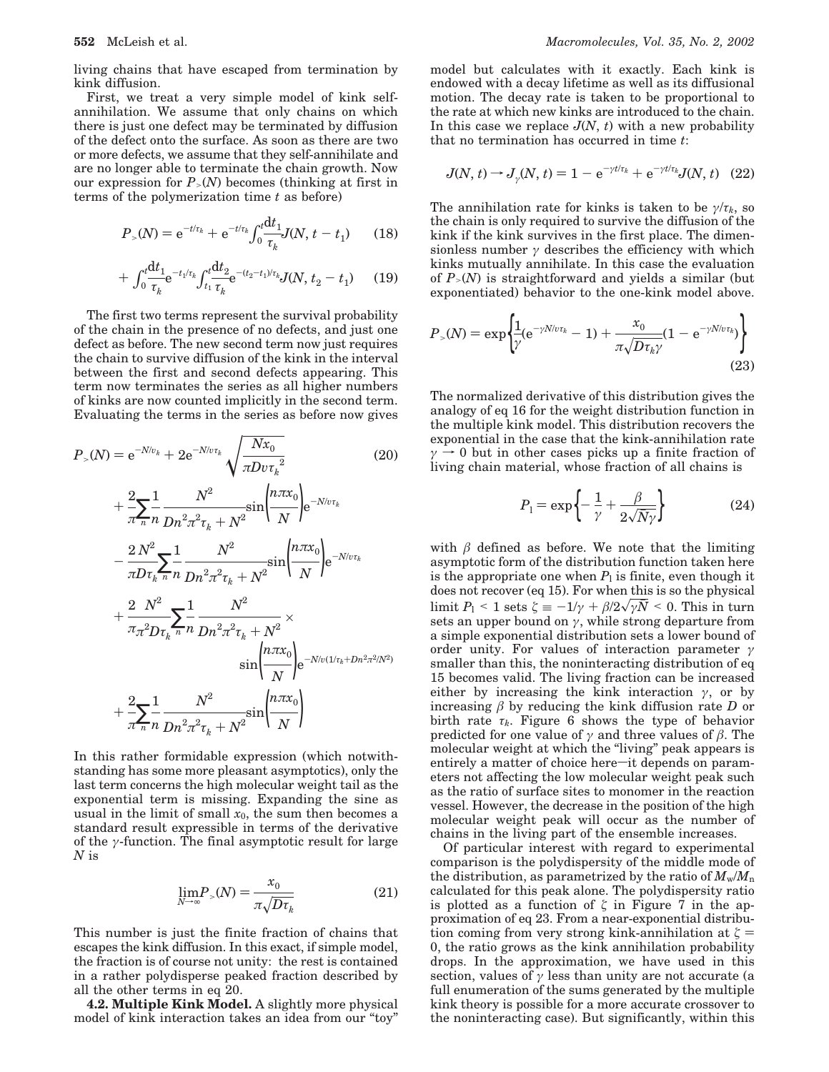living chains that have escaped from termination by kink diffusion.

First, we treat a very simple model of kink self-annihilation. We assume that only chains on which there is just one defect may be terminated by diffusion of the defect onto the surface. As soon as there are two or more defects, we assume that they self-annihilate and are no longer able to terminate the chain growth. Now our expression for $P_>(N)$ becomes (thinking at first in terms of the polymerization time $t$ as before)

$$P_>(N) = e^{-t/\tau_k} + e^{-t/\tau_k}\int_0^t \frac{dt_1}{\tau_k} J(N, t - t_1) \tag{18}$$

$$+ \int_0^t \frac{dt_1}{\tau_k} e^{-t_1/\tau_k} \int_{t_1}^t \frac{dt_2}{\tau_k} e^{-(t_2 - t_1)/\tau_k} J(N, t_2 - t_1) \tag{19}$$

The first two terms represent the survival probability of the chain in the presence of no defects, and just one defect as before. The new second term now just requires the chain to survive diffusion of the kink in the interval between the first and second defects appearing. This term now terminates the series as all higher numbers of kinks are now counted implicitly in the second term. Evaluating the terms in the series as before now gives

$$\begin{aligned} P_>(N) = {} & e^{-N/v_k} + 2e^{-N/v\tau_k}\sqrt{\frac{Nx_0}{\pi D v \tau_k^{\,2}}} \\ & + \frac{2}{\pi}\sum_n \frac{1}{n}\frac{N^2}{Dn^2\pi^2\tau_k + N^2}\sin\left(\frac{n\pi x_0}{N}\right)e^{-N/v\tau_k} \\ & - \frac{2N^2}{\pi D\tau_k}\sum_n \frac{1}{n}\frac{N^2}{Dn^2\pi^2\tau_k + N^2}\sin\left(\frac{n\pi x_0}{N}\right)e^{-N/v\tau_k} \\ & + \frac{2}{\pi}\frac{N^2}{\pi^2 D\tau_k}\sum_n \frac{1}{n}\frac{N^2}{Dn^2\pi^2\tau_k + N^2} \times \\ & \qquad \sin\left(\frac{n\pi x_0}{N}\right)e^{-N/v(1/\tau_k + Dn^2\pi^2/N^2)} \\ & + \frac{2}{\pi}\sum_n \frac{1}{n}\frac{N^2}{Dn^2\pi^2\tau_k + N^2}\sin\left(\frac{n\pi x_0}{N}\right) \end{aligned} \tag{20}$$

In this rather formidable expression (which notwithstanding has some more pleasant asymptotics), only the last term concerns the high molecular weight tail as the exponential term is missing. Expanding the sine as usual in the limit of small $x_0$, the sum then becomes a standard result expressible in terms of the derivative of the $\gamma$-function. The final asymptotic result for large $N$ is

$$\lim_{N\to\infty} P_>(N) = \frac{x_0}{\pi\sqrt{D\tau_k}} \tag{21}$$

This number is just the finite fraction of chains that escapes the kink diffusion. In this exact, if simple model, the fraction is of course not unity: the rest is contained in a rather polydisperse peaked fraction described by all the other terms in eq 20.

**4.2. Multiple Kink Model.** A slightly more physical model of kink interaction takes an idea from our "toy" model but calculates with it exactly. Each kink is endowed with a decay lifetime as well as its diffusional motion. The decay rate is taken to be proportional to the rate at which new kinks are introduced to the chain. In this case we replace $J(N, t)$ with a new probability that no termination has occurred in time $t$:

$$J(N, t) \to J_\gamma(N, t) = 1 - e^{-\gamma t/\tau_k} + e^{-\gamma t/\tau_k} J(N, t) \tag{22}$$

The annihilation rate for kinks is taken to be $\gamma/\tau_k$, so the chain is only required to survive the diffusion of the kink if the kink survives in the first place. The dimensionless number $\gamma$ describes the efficiency with which kinks mutually annihilate. In this case the evaluation of $P_>(N)$ is straightforward and yields a similar (but exponentiated) behavior to the one-kink model above.

$$P_>(N) = \exp\left\{\frac{1}{\gamma}(e^{-\gamma N/v\tau_k} - 1) + \frac{x_0}{\pi\sqrt{D\tau_k\gamma}}(1 - e^{-\gamma N/v\tau_k})\right\} \tag{23}$$

The normalized derivative of this distribution gives the analogy of eq 16 for the weight distribution function in the multiple kink model. This distribution recovers the exponential in the case that the kink-annihilation rate $\gamma \to 0$ but in other cases picks up a finite fraction of living chain material, whose fraction of all chains is

$$P_l = \exp\left\{-\frac{1}{\gamma} + \frac{\beta}{2\sqrt{\bar{N}\gamma}}\right\} \tag{24}$$

with $\beta$ defined as before. We note that the limiting asymptotic form of the distribution function taken here is the appropriate one when $P_l$ is finite, even though it does not recover (eq 15). For when this is so the physical limit $P_l < 1$ sets $\zeta \equiv -1/\gamma + \beta/2\sqrt{\gamma \bar{N}} < 0$. This in turn sets an upper bound on $\gamma$, while strong departure from a simple exponential distribution sets a lower bound of order unity. For values of interaction parameter $\gamma$ smaller than this, the noninteracting distribution of eq 15 becomes valid. The living fraction can be increased either by increasing the kink interaction $\gamma$, or by increasing $\beta$ by reducing the kink diffusion rate $D$ or birth rate $\tau_k$. Figure 6 shows the type of behavior predicted for one value of $\gamma$ and three values of $\beta$. The molecular weight at which the "living" peak appears is entirely a matter of choice here—it depends on parameters not affecting the low molecular weight peak such as the ratio of surface sites to monomer in the reaction vessel. However, the decrease in the position of the high molecular weight peak will occur as the number of chains in the living part of the ensemble increases.

Of particular interest with regard to experimental comparison is the polydispersity of the middle mode of the distribution, as parametrized by the ratio of $M_w/M_n$ calculated for this peak alone. The polydispersity ratio is plotted as a function of $\zeta$ in Figure 7 in the approximation of eq 23. From a near-exponential distribution coming from very strong kink-annihilation at $\zeta = 0$, the ratio grows as the kink annihilation probability drops. In the approximation, we have used in this section, values of $\gamma$ less than unity are not accurate (a full enumeration of the sums generated by the multiple kink theory is possible for a more accurate crossover to the noninteracting case). But significantly, within this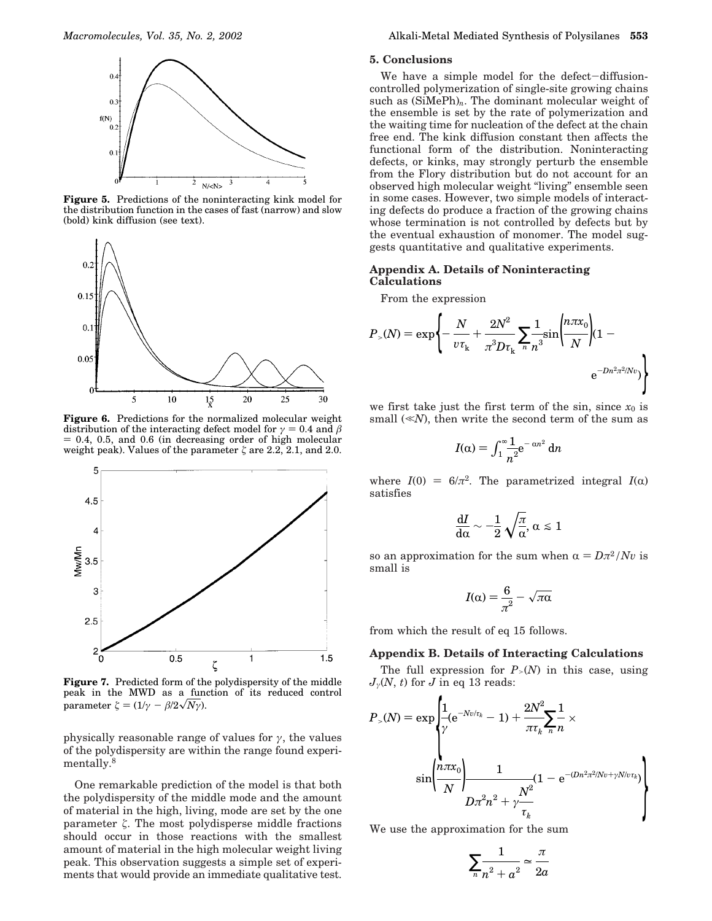**Figure 5.** Predictions of the noninteracting kink model for the distribution function in the cases of fast (narrow) and slow (bold) kink diffusion (see text).

**Figure 6.** Predictions for the normalized molecular weight distribution of the interacting defect model for $\gamma = 0.4$ and $\beta = 0.4$, 0.5, and 0.6 (in decreasing order of high molecular weight peak). Values of the parameter $\zeta$ are 2.2, 2.1, and 2.0.

**Figure 7.** Predicted form of the polydispersity of the middle peak in the MWD as a function of its reduced control parameter $\zeta = (1/\gamma - \beta/2\sqrt{N\gamma})$.

physically reasonable range of values for $\gamma$, the values of the polydispersity are within the range found experimentally.[8]

One remarkable prediction of the model is that both the polydispersity of the middle mode and the amount of material in the high, living, mode are set by the one parameter $\zeta$. The most polydisperse middle fractions should occur in those reactions with the smallest amount of material in the high molecular weight living peak. This observation suggests a simple set of experiments that would provide an immediate qualitative test.

## 5. Conclusions

We have a simple model for the defect–diffusion-controlled polymerization of single-site growing chains such as $(SiMePh)_n$. The dominant molecular weight of the ensemble is set by the rate of polymerization and the waiting time for nucleation of the defect at the chain free end. The kink diffusion constant then affects the functional form of the distribution. Noninteracting defects, or kinks, may strongly perturb the ensemble from the Flory distribution but do not account for an observed high molecular weight "living" ensemble seen in some cases. However, two simple models of interacting defects do produce a fraction of the growing chains whose termination is not controlled by defects but by the eventual exhaustion of monomer. The model suggests quantitative and qualitative experiments.

## Appendix A. Details of Noninteracting Calculations

From the expression

$$P_{>}(N) = \exp\left\{-\frac{N}{v\tau_k} + \frac{2N^2}{\pi^3 D\tau_k}\sum_n \frac{1}{n^3}\sin\left(\frac{n\pi x_0}{N}\right)(1 - e^{-Dn^2\pi^2/Nv})\right\}$$

we first take just the first term of the sin, since $x_0$ is small ($\ll N$), then write the second term of the sum as

$$I(\alpha) = \int_1^\infty \frac{1}{n^2}e^{-\alpha n^2}\,dn$$

where $I(0) = 6/\pi^2$. The parametrized integral $I(\alpha)$ satisfies

$$\frac{dI}{d\alpha} \sim -\frac{1}{2}\sqrt{\frac{\pi}{\alpha}},\ \alpha \lesssim 1$$

so an approximation for the sum when $\alpha = D\pi^2/Nv$ is small is

$$I(\alpha) = \frac{6}{\pi^2} - \sqrt{\pi\alpha}$$

from which the result of eq 15 follows.

## Appendix B. Details of Interacting Calculations

The full expression for $P_{>}(N)$ in this case, using $J_\gamma(N, t)$ for $J$ in eq 13 reads:

$$P_{>}(N) = \exp\left\{\frac{1}{\gamma}(e^{-Nv/\tau_k} - 1) + \frac{2N^2}{\pi\tau_k}\sum_n \frac{1}{n} \times \sin\left(\frac{n\pi x_0}{N}\right)\frac{1}{D\pi^2 n^2 + \gamma\dfrac{N^2}{\tau_k}}(1 - e^{-(Dn^2\pi^2/Nv + \gamma N/v\tau_k)})\right\}$$

We use the approximation for the sum

$$\sum_n \frac{1}{n^2 + a^2} \simeq \frac{\pi}{2a}$$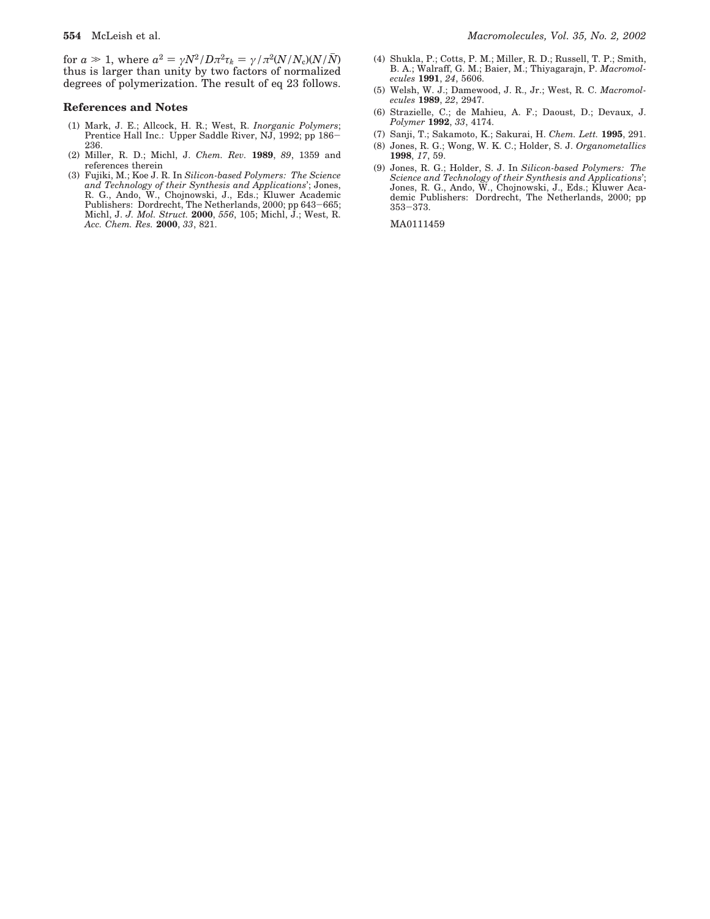for $a \gg 1$, where $a^2 = \gamma N^2/D\pi^2\tau_k = \gamma/\pi^2(N/N_c)(N/\bar{N})$ thus is larger than unity by two factors of normalized degrees of polymerization. The result of eq 23 follows.

## References and Notes

(1) Mark, J. E.; Allcock, H. R.; West, R. *Inorganic Polymers*; Prentice Hall Inc.: Upper Saddle River, NJ, 1992; pp 186–236.

(2) Miller, R. D.; Michl, J. *Chem. Rev.* **1989**, *89*, 1359 and references therein

(3) Fujiki, M.; Koe J. R. In *Silicon-based Polymers: The Science and Technology of their Synthesis and Applications*'; Jones, R. G., Ando, W., Chojnowski, J., Eds.; Kluwer Academic Publishers: Dordrecht, The Netherlands, 2000; pp 643–665; Michl, J. *J. Mol. Struct.* **2000**, *556*, 105; Michl, J.; West, R. *Acc. Chem. Res.* **2000**, *33*, 821.

(4) Shukla, P.; Cotts, P. M.; Miller, R. D.; Russell, T. P.; Smith, B. A.; Walraff, G. M.; Baier, M.; Thiyagarajn, P. *Macromolecules* **1991**, *24*, 5606.

(5) Welsh, W. J.; Damewood, J. R., Jr.; West, R. C. *Macromolecules* **1989**, *22*, 2947.

(6) Strazielle, C.; de Mahieu, A. F.; Daoust, D.; Devaux, J. *Polymer* **1992**, *33*, 4174.

(7) Sanji, T.; Sakamoto, K.; Sakurai, H. *Chem. Lett.* **1995**, 291.

(8) Jones, R. G.; Wong, W. K. C.; Holder, S. J. *Organometallics* **1998**, *17*, 59.

(9) Jones, R. G.; Holder, S. J. In *Silicon-based Polymers: The Science and Technology of their Synthesis and Applications*'; Jones, R. G., Ando, W., Chojnowski, J., Eds.; Kluwer Academic Publishers: Dordrecht, The Netherlands, 2000; pp 353–373.

MA0111459